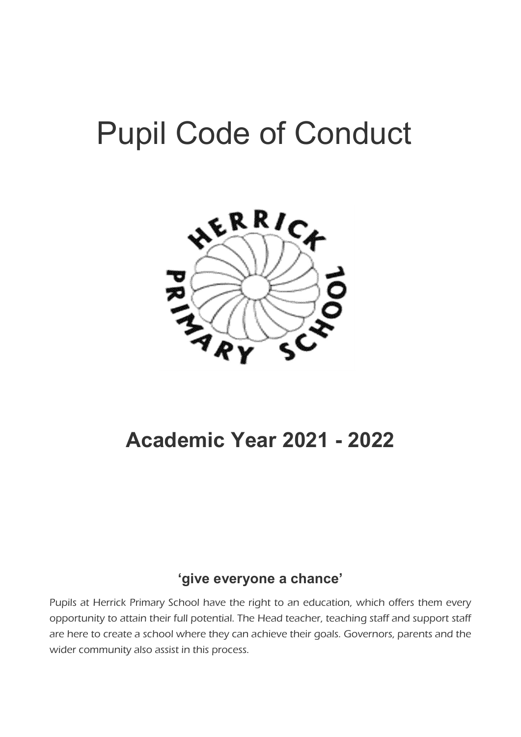# Pupil Code of Conduct

## Academic Year 2021 - 2022

### 'give everyone a chance'

*Pupils at Herrick Primary School have the right to an education, which offers them every opportunity to attain their full potential. The Head teacher, teaching staff and support staff are here to create a school where they can achieve their goals. Governors, parents and the wider community also assist in this process.*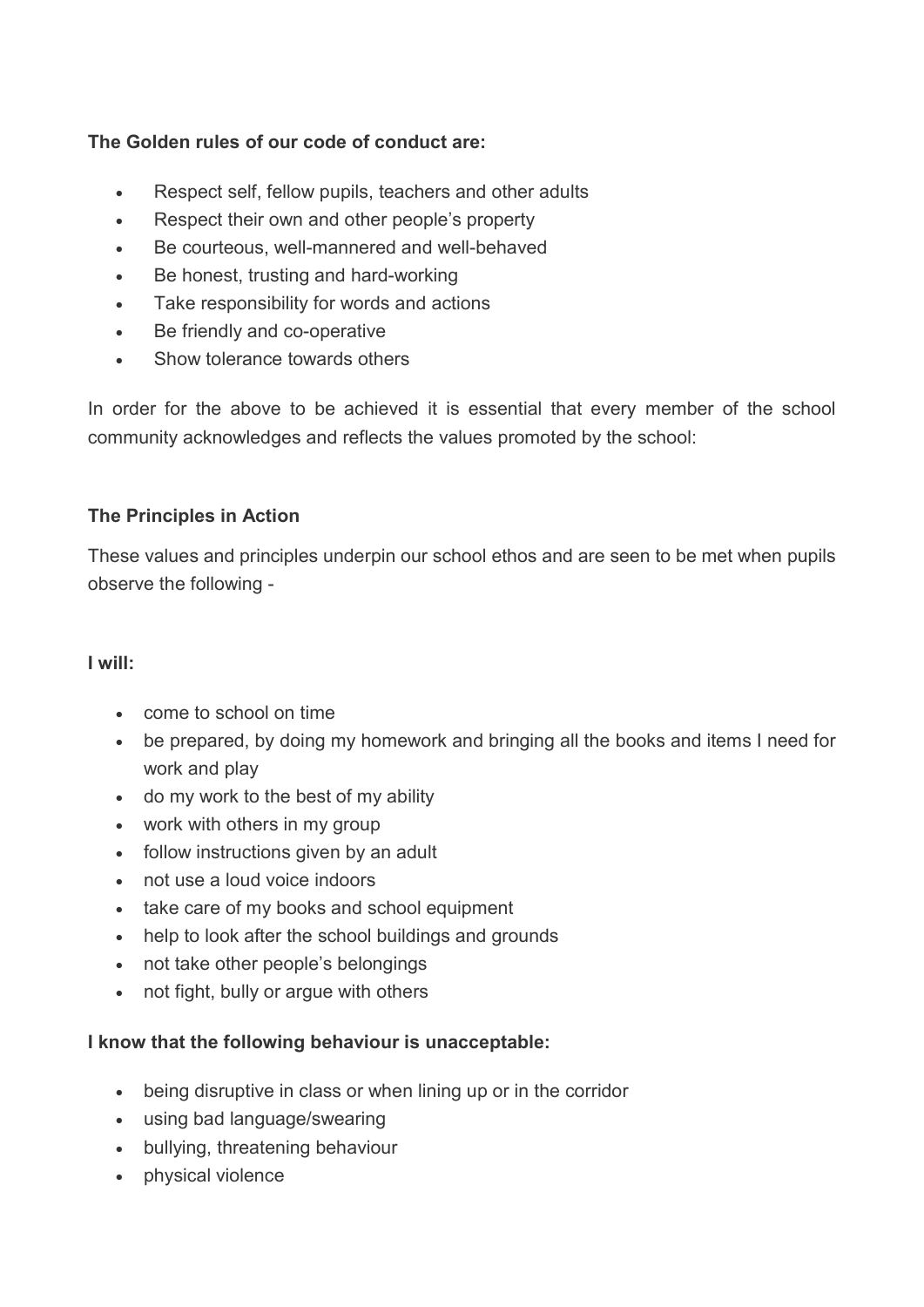**The Golden rules of our code of conduct are:**

- Respect self, fellow pupils, teachers and other adults
- Respect their own and other people's property
- Be courteous, well-mannered and well-behaved
- Be honest, trusting and hard-working
- Take responsibility for words and actions
- Be friendly and co-operative
- Show tolerance towards others

In order for the above to be achieved it is essential that every member of the school community acknowledges and reflects the values promoted by the school:

**The Principles in Action**

These values and principles underpin our school ethos and are seen to be met when pupils observe the following -

**I will:**

- come to school on time
- be prepared, by doing my homework and bringing all the books and items I need for work and play
- do my work to the best of my ability
- work with others in my group
- follow instructions given by an adult
- not use a loud voice indoors
- take care of my books and school equipment
- help to look after the school buildings and grounds
- not take other people's belongings
- not fight, bully or argue with others

**I know that the following behaviour is unacceptable:**

- being disruptive in class or when lining up or in the corridor
- using bad language/swearing
- bullying, threatening behaviour
- physical violence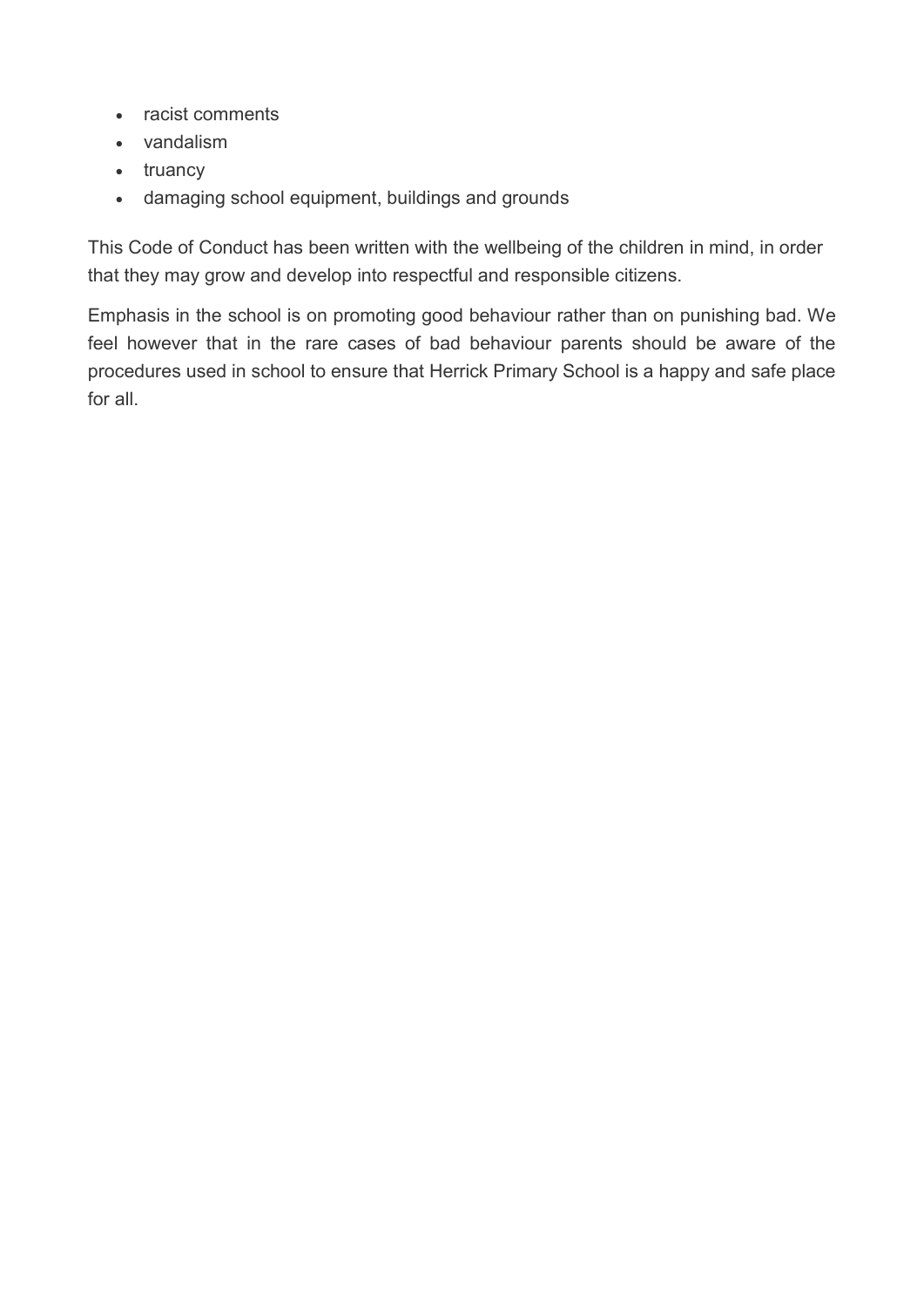- racist comments
- vandalism
- truancy
- damaging school equipment, buildings and grounds

This Code of Conduct has been written with the wellbeing of the children in mind, in order that they may grow and develop into respectful and responsible citizens.

Emphasis in the school is on promoting good behaviour rather than on punishing bad. We feel however that in the rare cases of bad behaviour parents should be aware of the procedures used in school to ensure that Herrick Primary School is a happy and safe place for all.